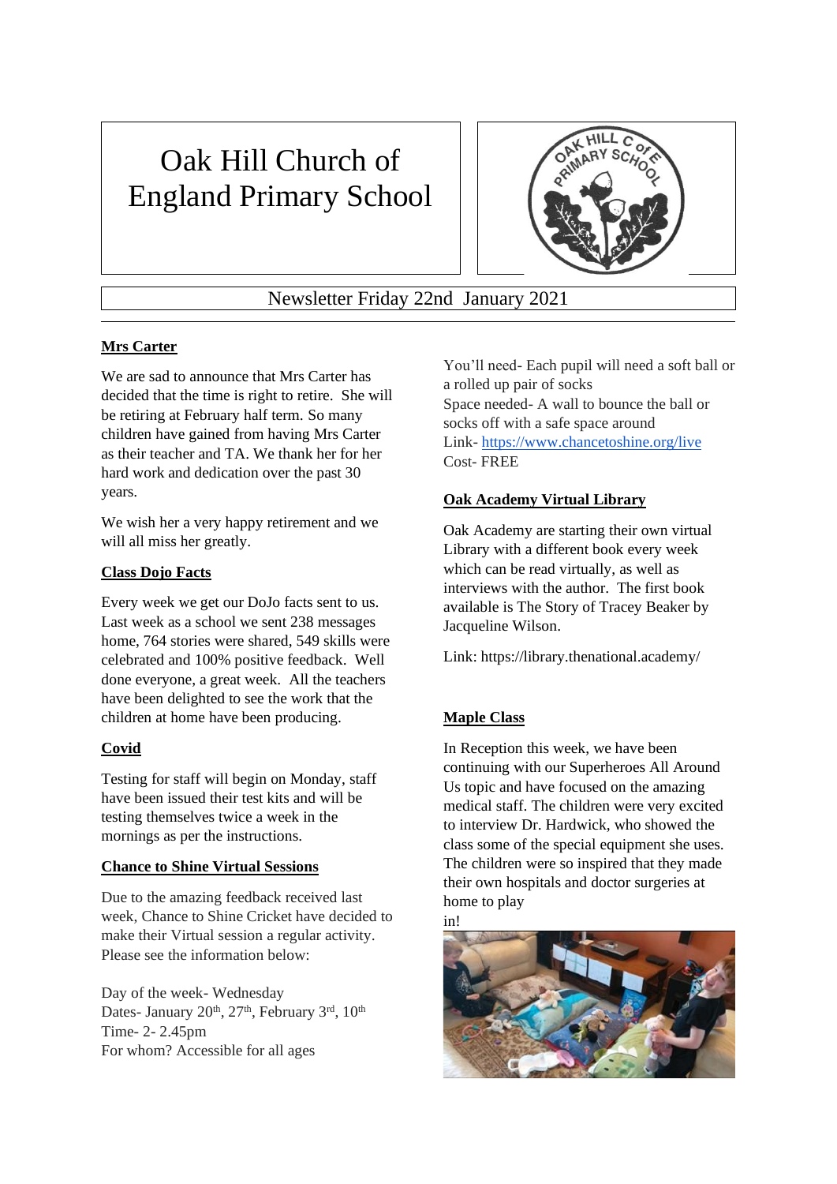# Oak Hill Church of England Primary School

Newsletter Friday 22nd January 2021

## Mrs Carter

We are sad to announce that Mrs Carter has decided that the time is right to retire. She will be retiring at February half term. So many children have gained from having Mrs Carter as their teacher and TA. We thank her for her hard work and dedication over the past 30 years.

We wish her a very happy retirement and we will all miss her greatly.

## Class Dojo Facts

Every week we get our DoJo facts sent to us. Last week as a school we sent 238 messages home, 764 stories were shared, 549 skills were celebrated and 100% positive feedback. Well done everyone, a great week. All the teachers have been delighted to see the work that the children at home have been producing.

## Covid

Testing for staff will begin on Monday, staff have been issued their test kits and will be testing themselves twice a week in the mornings as per the instructions.

## Chance to Shine Virtual Sessions

Due to the amazing feedback received last week, Chance to Shine Cricket have decided to make their Virtual session a regular activity. Please see the information below:

Day of the week- Wednesday
Dates- January 20th, 27th, February 3rd, 10th
Time- 2- 2.45pm
For whom? Accessible for all ages
You'll need- Each pupil will need a soft ball or a rolled up pair of socks
Space needed- A wall to bounce the ball or socks off with a safe space around
Link- https://www.chancetoshine.org/live
Cost- FREE

## Oak Academy Virtual Library

Oak Academy are starting their own virtual Library with a different book every week which can be read virtually, as well as interviews with the author. The first book available is The Story of Tracey Beaker by Jacqueline Wilson.

Link: https://library.thenational.academy/

## Maple Class

In Reception this week, we have been continuing with our Superheroes All Around Us topic and have focused on the amazing medical staff. The children were very excited to interview Dr. Hardwick, who showed the class some of the special equipment she uses. The children were so inspired that they made their own hospitals and doctor surgeries at home to play in!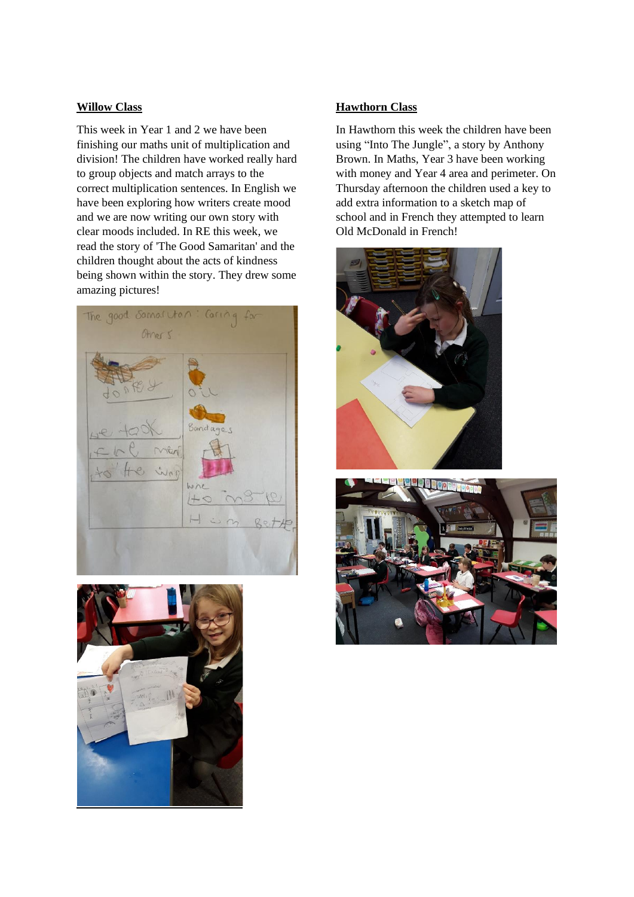## Willow Class

This week in Year 1 and 2 we have been finishing our maths unit of multiplication and division! The children have worked really hard to group objects and match arrays to the correct multiplication sentences. In English we have been exploring how writers create mood and we are now writing our own story with clear moods included. In RE this week, we read the story of 'The Good Samaritan' and the children thought about the acts of kindness being shown within the story. They drew some amazing pictures!

## Hawthorn Class

In Hawthorn this week the children have been using "Into The Jungle", a story by Anthony Brown. In Maths, Year 3 have been working with money and Year 4 area and perimeter. On Thursday afternoon the children used a key to add extra information to a sketch map of school and in French they attempted to learn Old McDonald in French!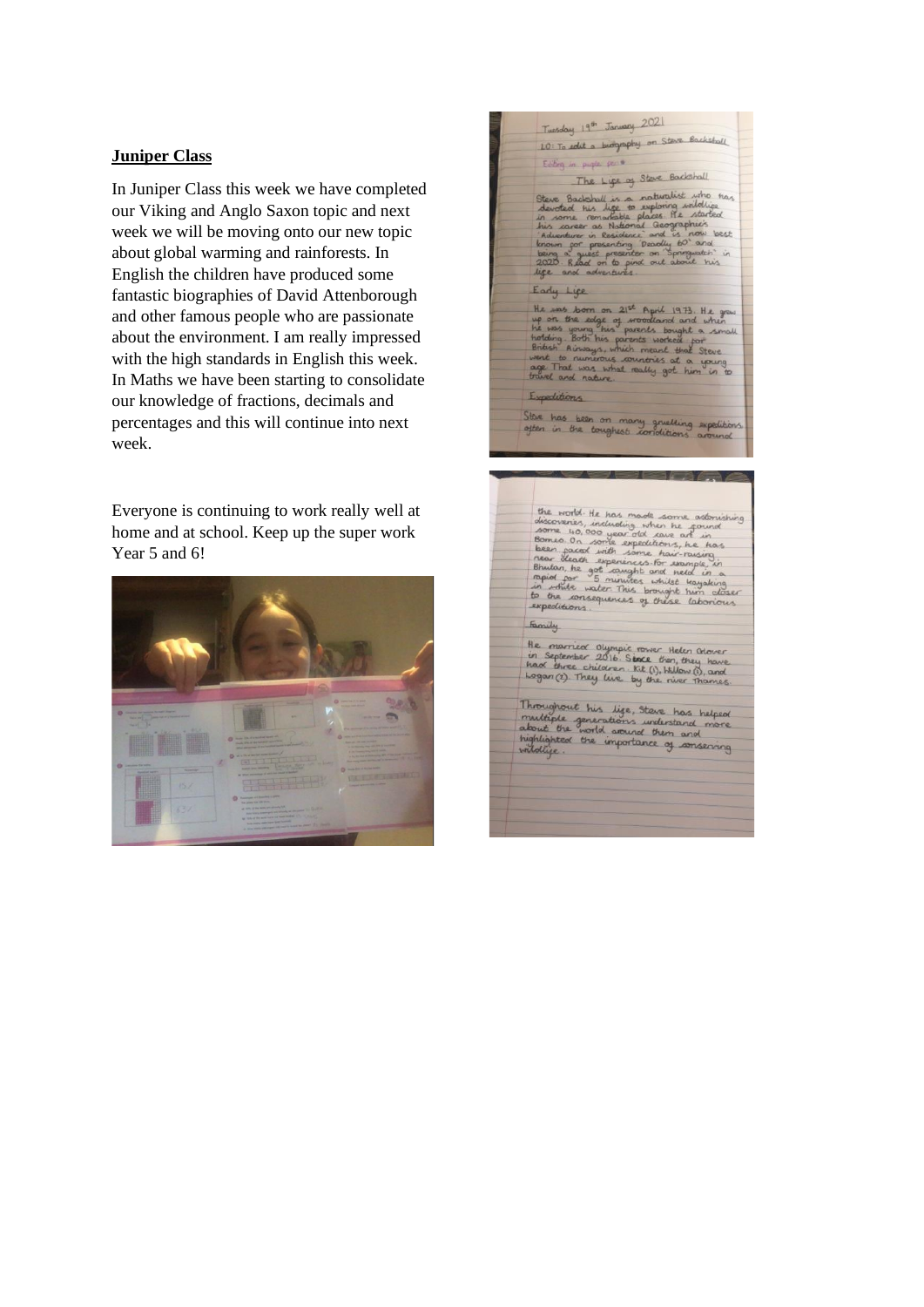**Juniper Class**

In Juniper Class this week we have completed our Viking and Anglo Saxon topic and next week we will be moving onto our new topic about global warming and rainforests. In English the children have produced some fantastic biographies of David Attenborough and other famous people who are passionate about the environment. I am really impressed with the high standards in English this week. In Maths we have been starting to consolidate our knowledge of fractions, decimals and percentages and this will continue into next week.

Everyone is continuing to work really well at home and at school. Keep up the super work Year 5 and 6!